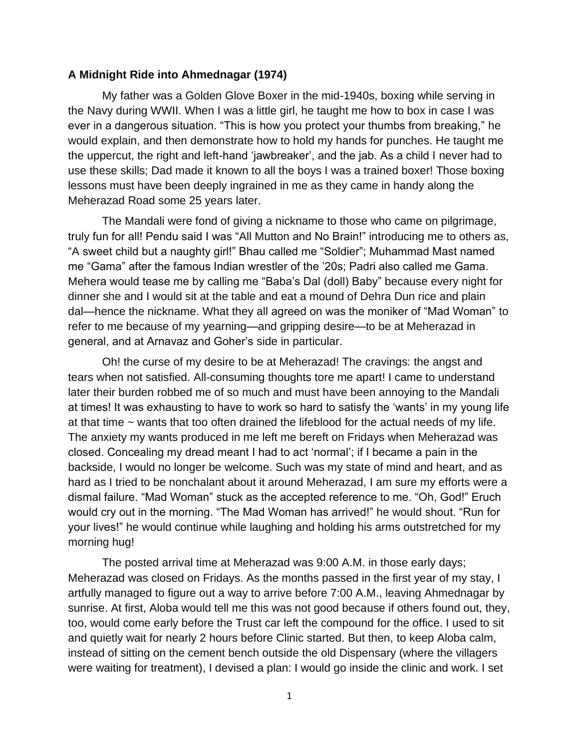**A Midnight Ride into Ahmednagar (1974)**

My father was a Golden Glove Boxer in the mid-1940s, boxing while serving in the Navy during WWII. When I was a little girl, he taught me how to box in case I was ever in a dangerous situation. "This is how you protect your thumbs from breaking," he would explain, and then demonstrate how to hold my hands for punches. He taught me the uppercut, the right and left-hand 'jawbreaker', and the jab. As a child I never had to use these skills; Dad made it known to all the boys I was a trained boxer! Those boxing lessons must have been deeply ingrained in me as they came in handy along the Meherazad Road some 25 years later.

The Mandali were fond of giving a nickname to those who came on pilgrimage, truly fun for all! Pendu said I was "All Mutton and No Brain!" introducing me to others as, "A sweet child but a naughty girl!" Bhau called me "Soldier"; Muhammad Mast named me "Gama" after the famous Indian wrestler of the '20s; Padri also called me Gama. Mehera would tease me by calling me "Baba's Dal (doll) Baby" because every night for dinner she and I would sit at the table and eat a mound of Dehra Dun rice and plain dal—hence the nickname. What they all agreed on was the moniker of "Mad Woman" to refer to me because of my yearning—and gripping desire—to be at Meherazad in general, and at Arnavaz and Goher's side in particular.

Oh! the curse of my desire to be at Meherazad! The cravings: the angst and tears when not satisfied. All-consuming thoughts tore me apart! I came to understand later their burden robbed me of so much and must have been annoying to the Mandali at times! It was exhausting to have to work so hard to satisfy the 'wants' in my young life at that time ~ wants that too often drained the lifeblood for the actual needs of my life. The anxiety my wants produced in me left me bereft on Fridays when Meherazad was closed. Concealing my dread meant I had to act 'normal'; if I became a pain in the backside, I would no longer be welcome. Such was my state of mind and heart, and as hard as I tried to be nonchalant about it around Meherazad, I am sure my efforts were a dismal failure. "Mad Woman" stuck as the accepted reference to me. "Oh, God!" Eruch would cry out in the morning. "The Mad Woman has arrived!" he would shout. "Run for your lives!" he would continue while laughing and holding his arms outstretched for my morning hug!

The posted arrival time at Meherazad was 9:00 A.M. in those early days; Meherazad was closed on Fridays. As the months passed in the first year of my stay, I artfully managed to figure out a way to arrive before 7:00 A.M., leaving Ahmednagar by sunrise. At first, Aloba would tell me this was not good because if others found out, they, too, would come early before the Trust car left the compound for the office. I used to sit and quietly wait for nearly 2 hours before Clinic started. But then, to keep Aloba calm, instead of sitting on the cement bench outside the old Dispensary (where the villagers were waiting for treatment), I devised a plan: I would go inside the clinic and work. I set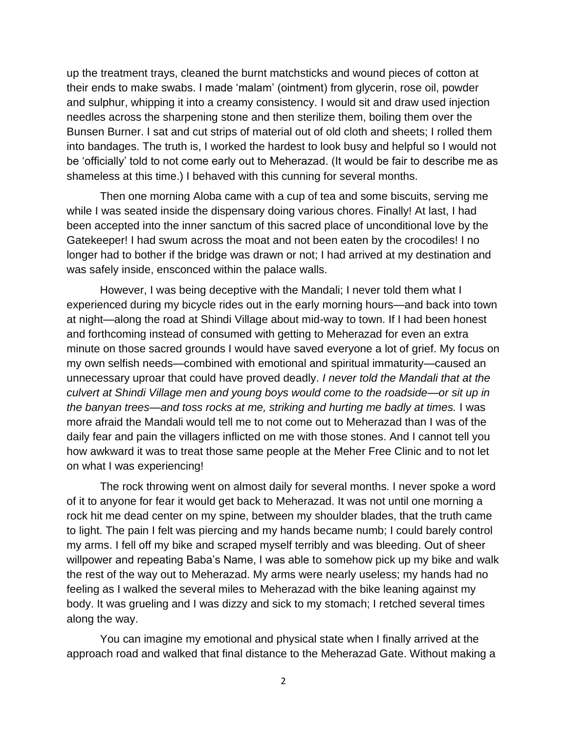up the treatment trays, cleaned the burnt matchsticks and wound pieces of cotton at their ends to make swabs. I made 'malam' (ointment) from glycerin, rose oil, powder and sulphur, whipping it into a creamy consistency. I would sit and draw used injection needles across the sharpening stone and then sterilize them, boiling them over the Bunsen Burner. I sat and cut strips of material out of old cloth and sheets; I rolled them into bandages. The truth is, I worked the hardest to look busy and helpful so I would not be 'officially' told to not come early out to Meherazad. (It would be fair to describe me as shameless at this time.) I behaved with this cunning for several months.

Then one morning Aloba came with a cup of tea and some biscuits, serving me while I was seated inside the dispensary doing various chores. Finally! At last, I had been accepted into the inner sanctum of this sacred place of unconditional love by the Gatekeeper! I had swum across the moat and not been eaten by the crocodiles! I no longer had to bother if the bridge was drawn or not; I had arrived at my destination and was safely inside, ensconced within the palace walls.

However, I was being deceptive with the Mandali; I never told them what I experienced during my bicycle rides out in the early morning hours—and back into town at night—along the road at Shindi Village about mid-way to town. If I had been honest and forthcoming instead of consumed with getting to Meherazad for even an extra minute on those sacred grounds I would have saved everyone a lot of grief. My focus on my own selfish needs—combined with emotional and spiritual immaturity—caused an unnecessary uproar that could have proved deadly. *I never told the Mandali that at the culvert at Shindi Village men and young boys would come to the roadside—or sit up in the banyan trees—and toss rocks at me, striking and hurting me badly at times.* I was more afraid the Mandali would tell me to not come out to Meherazad than I was of the daily fear and pain the villagers inflicted on me with those stones. And I cannot tell you how awkward it was to treat those same people at the Meher Free Clinic and to not let on what I was experiencing!

The rock throwing went on almost daily for several months. I never spoke a word of it to anyone for fear it would get back to Meherazad. It was not until one morning a rock hit me dead center on my spine, between my shoulder blades, that the truth came to light. The pain I felt was piercing and my hands became numb; I could barely control my arms. I fell off my bike and scraped myself terribly and was bleeding. Out of sheer willpower and repeating Baba's Name, I was able to somehow pick up my bike and walk the rest of the way out to Meherazad. My arms were nearly useless; my hands had no feeling as I walked the several miles to Meherazad with the bike leaning against my body. It was grueling and I was dizzy and sick to my stomach; I retched several times along the way.

You can imagine my emotional and physical state when I finally arrived at the approach road and walked that final distance to the Meherazad Gate. Without making a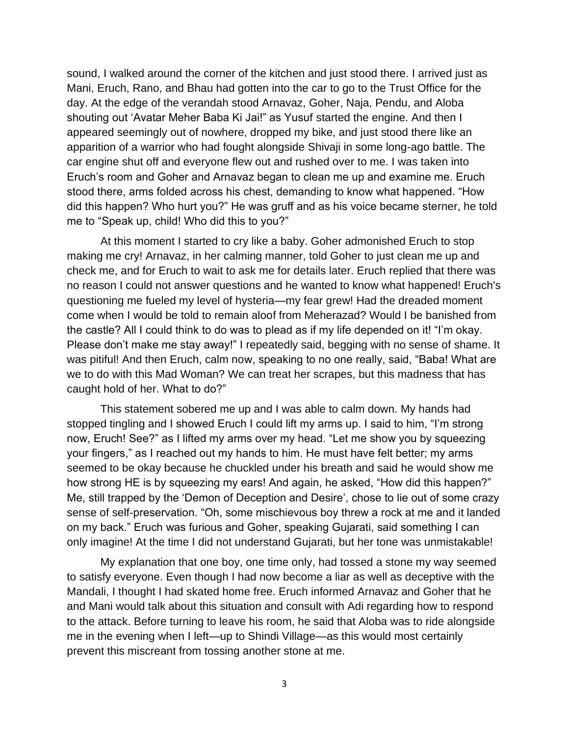sound, I walked around the corner of the kitchen and just stood there. I arrived just as Mani, Eruch, Rano, and Bhau had gotten into the car to go to the Trust Office for the day. At the edge of the verandah stood Arnavaz, Goher, Naja, Pendu, and Aloba shouting out 'Avatar Meher Baba Ki Jai!" as Yusuf started the engine. And then I appeared seemingly out of nowhere, dropped my bike, and just stood there like an apparition of a warrior who had fought alongside Shivaji in some long-ago battle. The car engine shut off and everyone flew out and rushed over to me. I was taken into Eruch's room and Goher and Arnavaz began to clean me up and examine me. Eruch stood there, arms folded across his chest, demanding to know what happened. "How did this happen? Who hurt you?" He was gruff and as his voice became sterner, he told me to "Speak up, child! Who did this to you?"

At this moment I started to cry like a baby. Goher admonished Eruch to stop making me cry! Arnavaz, in her calming manner, told Goher to just clean me up and check me, and for Eruch to wait to ask me for details later. Eruch replied that there was no reason I could not answer questions and he wanted to know what happened! Eruch's questioning me fueled my level of hysteria—my fear grew! Had the dreaded moment come when I would be told to remain aloof from Meherazad? Would I be banished from the castle? All I could think to do was to plead as if my life depended on it! "I'm okay. Please don't make me stay away!" I repeatedly said, begging with no sense of shame. It was pitiful! And then Eruch, calm now, speaking to no one really, said, "Baba! What are we to do with this Mad Woman? We can treat her scrapes, but this madness that has caught hold of her. What to do?"

This statement sobered me up and I was able to calm down. My hands had stopped tingling and I showed Eruch I could lift my arms up. I said to him, "I'm strong now, Eruch! See?" as I lifted my arms over my head. "Let me show you by squeezing your fingers," as I reached out my hands to him. He must have felt better; my arms seemed to be okay because he chuckled under his breath and said he would show me how strong HE is by squeezing my ears! And again, he asked, "How did this happen?" Me, still trapped by the 'Demon of Deception and Desire', chose to lie out of some crazy sense of self-preservation. "Oh, some mischievous boy threw a rock at me and it landed on my back." Eruch was furious and Goher, speaking Gujarati, said something I can only imagine! At the time I did not understand Gujarati, but her tone was unmistakable!

My explanation that one boy, one time only, had tossed a stone my way seemed to satisfy everyone. Even though I had now become a liar as well as deceptive with the Mandali, I thought I had skated home free. Eruch informed Arnavaz and Goher that he and Mani would talk about this situation and consult with Adi regarding how to respond to the attack. Before turning to leave his room, he said that Aloba was to ride alongside me in the evening when I left—up to Shindi Village—as this would most certainly prevent this miscreant from tossing another stone at me.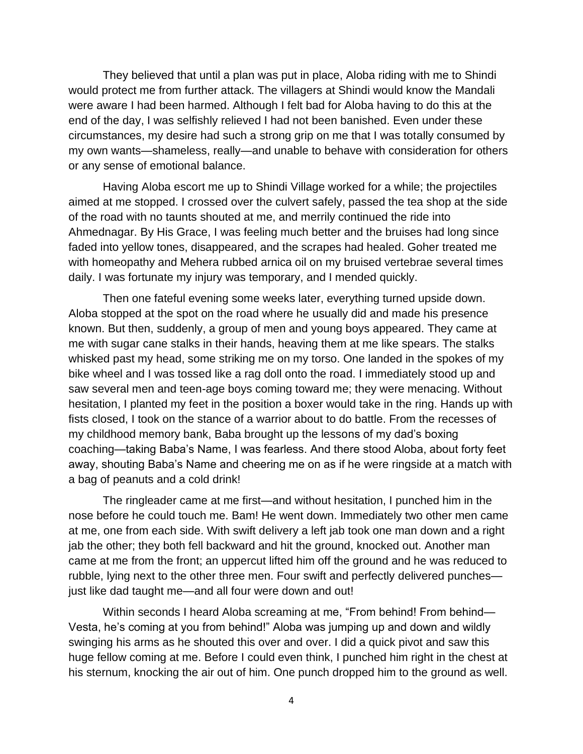They believed that until a plan was put in place, Aloba riding with me to Shindi would protect me from further attack. The villagers at Shindi would know the Mandali were aware I had been harmed. Although I felt bad for Aloba having to do this at the end of the day, I was selfishly relieved I had not been banished. Even under these circumstances, my desire had such a strong grip on me that I was totally consumed by my own wants—shameless, really—and unable to behave with consideration for others or any sense of emotional balance.

Having Aloba escort me up to Shindi Village worked for a while; the projectiles aimed at me stopped. I crossed over the culvert safely, passed the tea shop at the side of the road with no taunts shouted at me, and merrily continued the ride into Ahmednagar. By His Grace, I was feeling much better and the bruises had long since faded into yellow tones, disappeared, and the scrapes had healed. Goher treated me with homeopathy and Mehera rubbed arnica oil on my bruised vertebrae several times daily. I was fortunate my injury was temporary, and I mended quickly.

Then one fateful evening some weeks later, everything turned upside down. Aloba stopped at the spot on the road where he usually did and made his presence known. But then, suddenly, a group of men and young boys appeared. They came at me with sugar cane stalks in their hands, heaving them at me like spears. The stalks whisked past my head, some striking me on my torso. One landed in the spokes of my bike wheel and I was tossed like a rag doll onto the road. I immediately stood up and saw several men and teen-age boys coming toward me; they were menacing. Without hesitation, I planted my feet in the position a boxer would take in the ring. Hands up with fists closed, I took on the stance of a warrior about to do battle. From the recesses of my childhood memory bank, Baba brought up the lessons of my dad's boxing coaching—taking Baba's Name, I was fearless. And there stood Aloba, about forty feet away, shouting Baba's Name and cheering me on as if he were ringside at a match with a bag of peanuts and a cold drink!

The ringleader came at me first—and without hesitation, I punched him in the nose before he could touch me. Bam! He went down. Immediately two other men came at me, one from each side. With swift delivery a left jab took one man down and a right jab the other; they both fell backward and hit the ground, knocked out. Another man came at me from the front; an uppercut lifted him off the ground and he was reduced to rubble, lying next to the other three men. Four swift and perfectly delivered punches—just like dad taught me—and all four were down and out!

Within seconds I heard Aloba screaming at me, "From behind! From behind—Vesta, he's coming at you from behind!" Aloba was jumping up and down and wildly swinging his arms as he shouted this over and over. I did a quick pivot and saw this huge fellow coming at me. Before I could even think, I punched him right in the chest at his sternum, knocking the air out of him. One punch dropped him to the ground as well.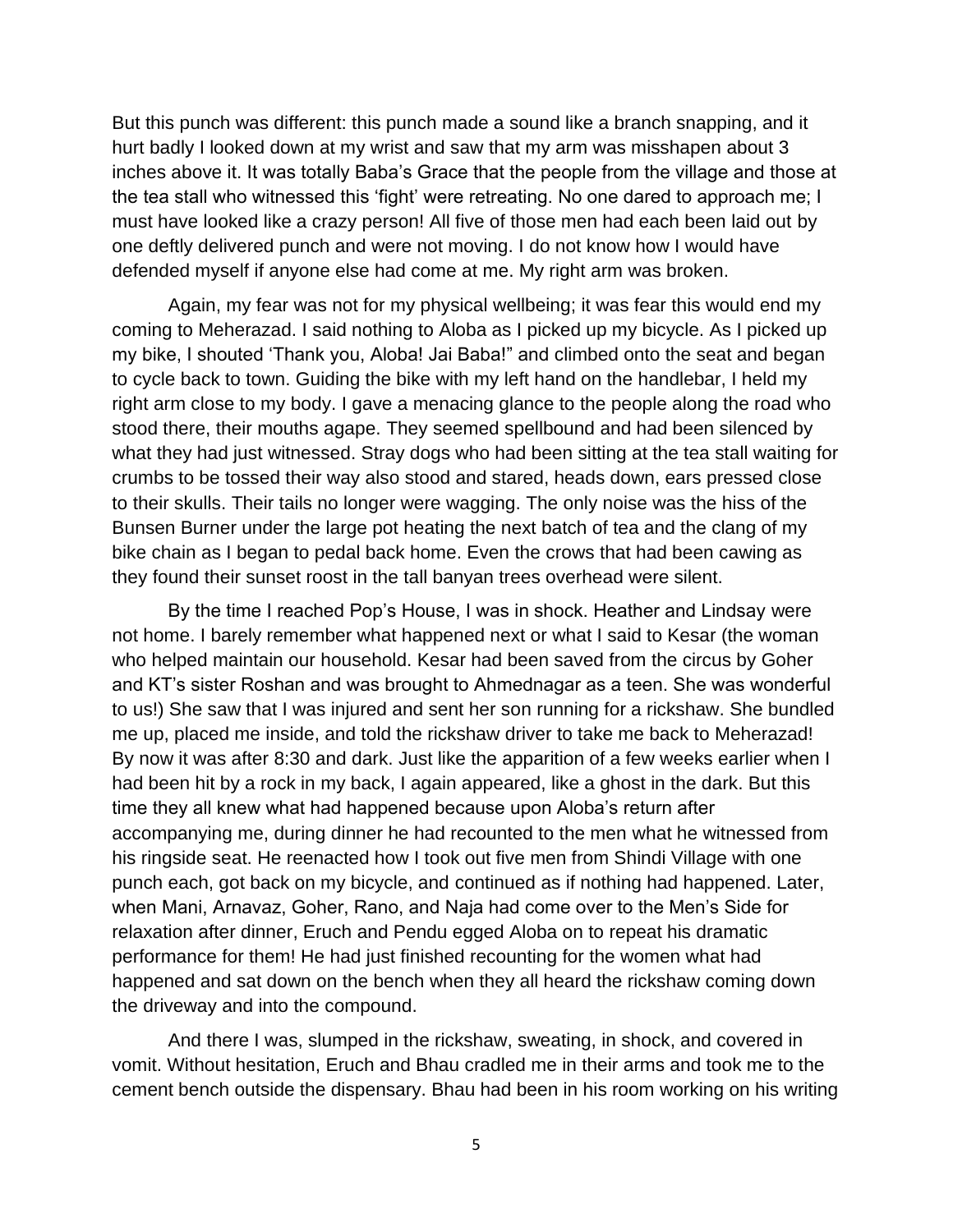But this punch was different: this punch made a sound like a branch snapping, and it hurt badly I looked down at my wrist and saw that my arm was misshapen about 3 inches above it. It was totally Baba's Grace that the people from the village and those at the tea stall who witnessed this 'fight' were retreating. No one dared to approach me; I must have looked like a crazy person! All five of those men had each been laid out by one deftly delivered punch and were not moving. I do not know how I would have defended myself if anyone else had come at me. My right arm was broken.

Again, my fear was not for my physical wellbeing; it was fear this would end my coming to Meherazad. I said nothing to Aloba as I picked up my bicycle. As I picked up my bike, I shouted 'Thank you, Aloba! Jai Baba!" and climbed onto the seat and began to cycle back to town. Guiding the bike with my left hand on the handlebar, I held my right arm close to my body. I gave a menacing glance to the people along the road who stood there, their mouths agape. They seemed spellbound and had been silenced by what they had just witnessed. Stray dogs who had been sitting at the tea stall waiting for crumbs to be tossed their way also stood and stared, heads down, ears pressed close to their skulls. Their tails no longer were wagging. The only noise was the hiss of the Bunsen Burner under the large pot heating the next batch of tea and the clang of my bike chain as I began to pedal back home. Even the crows that had been cawing as they found their sunset roost in the tall banyan trees overhead were silent.

By the time I reached Pop's House, I was in shock. Heather and Lindsay were not home. I barely remember what happened next or what I said to Kesar (the woman who helped maintain our household. Kesar had been saved from the circus by Goher and KT's sister Roshan and was brought to Ahmednagar as a teen. She was wonderful to us!) She saw that I was injured and sent her son running for a rickshaw. She bundled me up, placed me inside, and told the rickshaw driver to take me back to Meherazad! By now it was after 8:30 and dark. Just like the apparition of a few weeks earlier when I had been hit by a rock in my back, I again appeared, like a ghost in the dark. But this time they all knew what had happened because upon Aloba's return after accompanying me, during dinner he had recounted to the men what he witnessed from his ringside seat. He reenacted how I took out five men from Shindi Village with one punch each, got back on my bicycle, and continued as if nothing had happened. Later, when Mani, Arnavaz, Goher, Rano, and Naja had come over to the Men's Side for relaxation after dinner, Eruch and Pendu egged Aloba on to repeat his dramatic performance for them! He had just finished recounting for the women what had happened and sat down on the bench when they all heard the rickshaw coming down the driveway and into the compound.

And there I was, slumped in the rickshaw, sweating, in shock, and covered in vomit. Without hesitation, Eruch and Bhau cradled me in their arms and took me to the cement bench outside the dispensary. Bhau had been in his room working on his writing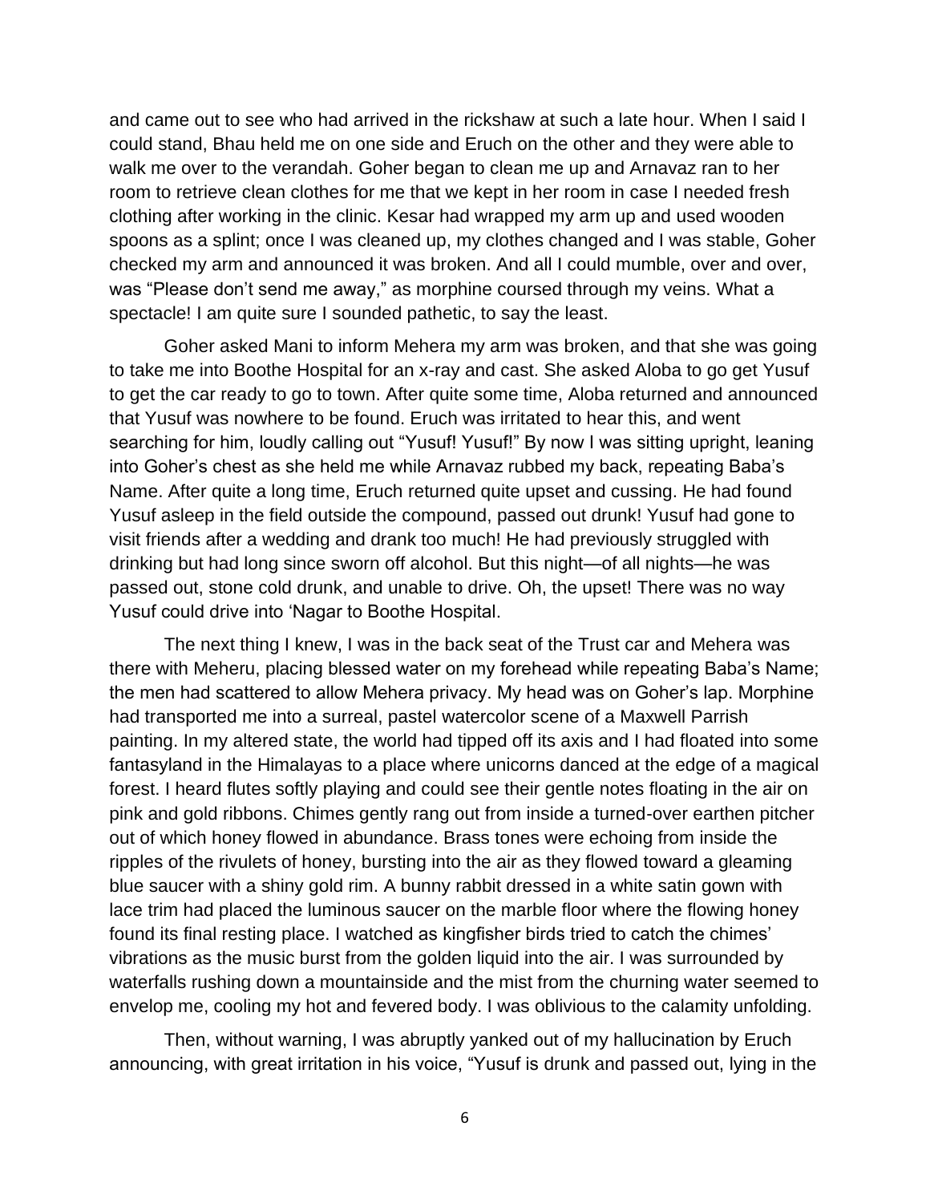and came out to see who had arrived in the rickshaw at such a late hour. When I said I could stand, Bhau held me on one side and Eruch on the other and they were able to walk me over to the verandah. Goher began to clean me up and Arnavaz ran to her room to retrieve clean clothes for me that we kept in her room in case I needed fresh clothing after working in the clinic. Kesar had wrapped my arm up and used wooden spoons as a splint; once I was cleaned up, my clothes changed and I was stable, Goher checked my arm and announced it was broken. And all I could mumble, over and over, was "Please don't send me away," as morphine coursed through my veins. What a spectacle! I am quite sure I sounded pathetic, to say the least.

Goher asked Mani to inform Mehera my arm was broken, and that she was going to take me into Boothe Hospital for an x-ray and cast. She asked Aloba to go get Yusuf to get the car ready to go to town. After quite some time, Aloba returned and announced that Yusuf was nowhere to be found. Eruch was irritated to hear this, and went searching for him, loudly calling out "Yusuf! Yusuf!" By now I was sitting upright, leaning into Goher's chest as she held me while Arnavaz rubbed my back, repeating Baba's Name. After quite a long time, Eruch returned quite upset and cussing. He had found Yusuf asleep in the field outside the compound, passed out drunk! Yusuf had gone to visit friends after a wedding and drank too much! He had previously struggled with drinking but had long since sworn off alcohol. But this night—of all nights—he was passed out, stone cold drunk, and unable to drive. Oh, the upset! There was no way Yusuf could drive into 'Nagar to Boothe Hospital.

The next thing I knew, I was in the back seat of the Trust car and Mehera was there with Meheru, placing blessed water on my forehead while repeating Baba's Name; the men had scattered to allow Mehera privacy. My head was on Goher's lap. Morphine had transported me into a surreal, pastel watercolor scene of a Maxwell Parrish painting. In my altered state, the world had tipped off its axis and I had floated into some fantasyland in the Himalayas to a place where unicorns danced at the edge of a magical forest. I heard flutes softly playing and could see their gentle notes floating in the air on pink and gold ribbons. Chimes gently rang out from inside a turned-over earthen pitcher out of which honey flowed in abundance. Brass tones were echoing from inside the ripples of the rivulets of honey, bursting into the air as they flowed toward a gleaming blue saucer with a shiny gold rim. A bunny rabbit dressed in a white satin gown with lace trim had placed the luminous saucer on the marble floor where the flowing honey found its final resting place. I watched as kingfisher birds tried to catch the chimes' vibrations as the music burst from the golden liquid into the air. I was surrounded by waterfalls rushing down a mountainside and the mist from the churning water seemed to envelop me, cooling my hot and fevered body. I was oblivious to the calamity unfolding.

Then, without warning, I was abruptly yanked out of my hallucination by Eruch announcing, with great irritation in his voice, "Yusuf is drunk and passed out, lying in the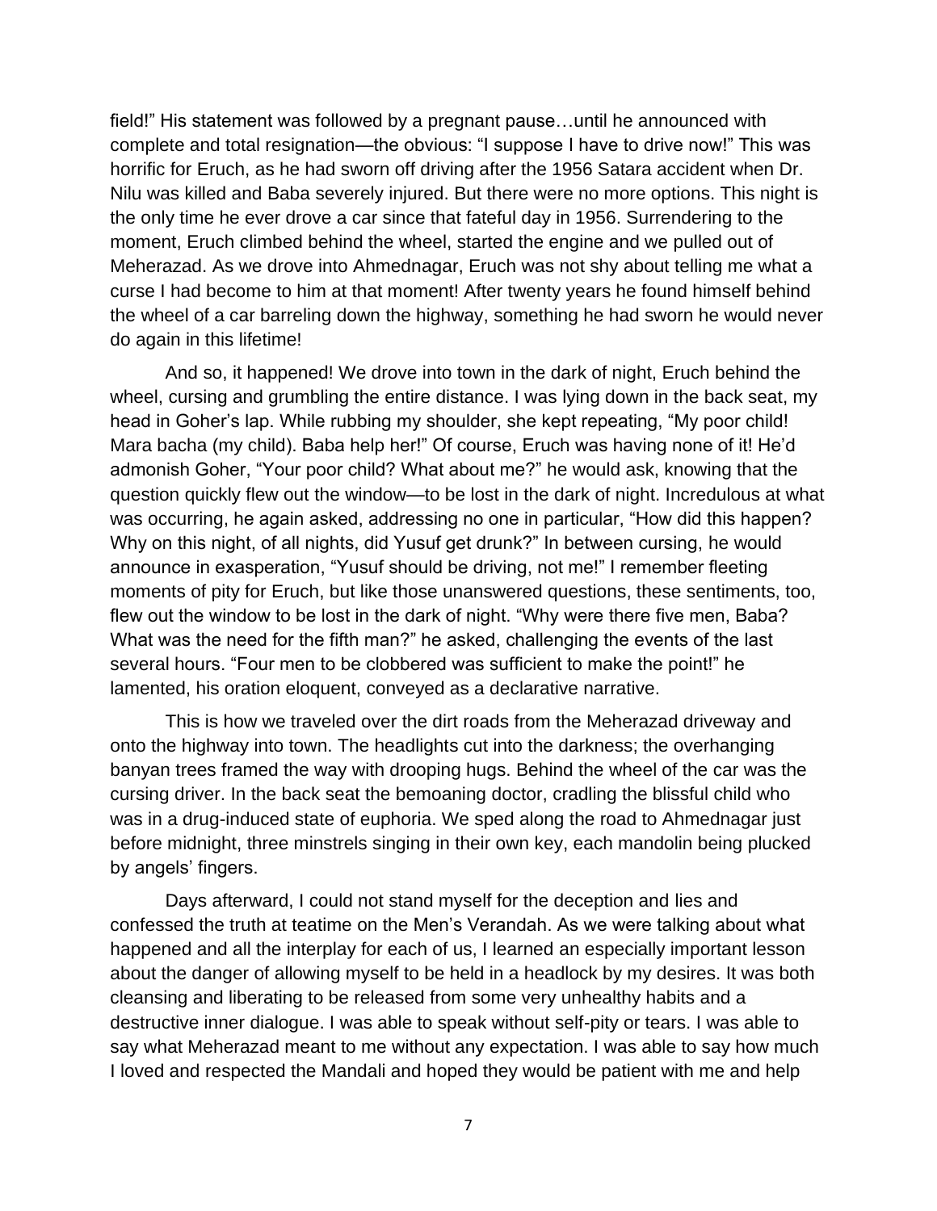field!" His statement was followed by a pregnant pause…until he announced with complete and total resignation—the obvious: "I suppose I have to drive now!" This was horrific for Eruch, as he had sworn off driving after the 1956 Satara accident when Dr. Nilu was killed and Baba severely injured. But there were no more options. This night is the only time he ever drove a car since that fateful day in 1956. Surrendering to the moment, Eruch climbed behind the wheel, started the engine and we pulled out of Meherazad. As we drove into Ahmednagar, Eruch was not shy about telling me what a curse I had become to him at that moment! After twenty years he found himself behind the wheel of a car barreling down the highway, something he had sworn he would never do again in this lifetime!

And so, it happened! We drove into town in the dark of night, Eruch behind the wheel, cursing and grumbling the entire distance. I was lying down in the back seat, my head in Goher's lap. While rubbing my shoulder, she kept repeating, "My poor child! Mara bacha (my child). Baba help her!" Of course, Eruch was having none of it! He'd admonish Goher, "Your poor child? What about me?" he would ask, knowing that the question quickly flew out the window—to be lost in the dark of night. Incredulous at what was occurring, he again asked, addressing no one in particular, "How did this happen? Why on this night, of all nights, did Yusuf get drunk?" In between cursing, he would announce in exasperation, "Yusuf should be driving, not me!" I remember fleeting moments of pity for Eruch, but like those unanswered questions, these sentiments, too, flew out the window to be lost in the dark of night. "Why were there five men, Baba? What was the need for the fifth man?" he asked, challenging the events of the last several hours. "Four men to be clobbered was sufficient to make the point!" he lamented, his oration eloquent, conveyed as a declarative narrative.

This is how we traveled over the dirt roads from the Meherazad driveway and onto the highway into town. The headlights cut into the darkness; the overhanging banyan trees framed the way with drooping hugs. Behind the wheel of the car was the cursing driver. In the back seat the bemoaning doctor, cradling the blissful child who was in a drug-induced state of euphoria. We sped along the road to Ahmednagar just before midnight, three minstrels singing in their own key, each mandolin being plucked by angels' fingers.

Days afterward, I could not stand myself for the deception and lies and confessed the truth at teatime on the Men's Verandah. As we were talking about what happened and all the interplay for each of us, I learned an especially important lesson about the danger of allowing myself to be held in a headlock by my desires. It was both cleansing and liberating to be released from some very unhealthy habits and a destructive inner dialogue. I was able to speak without self-pity or tears. I was able to say what Meherazad meant to me without any expectation. I was able to say how much I loved and respected the Mandali and hoped they would be patient with me and help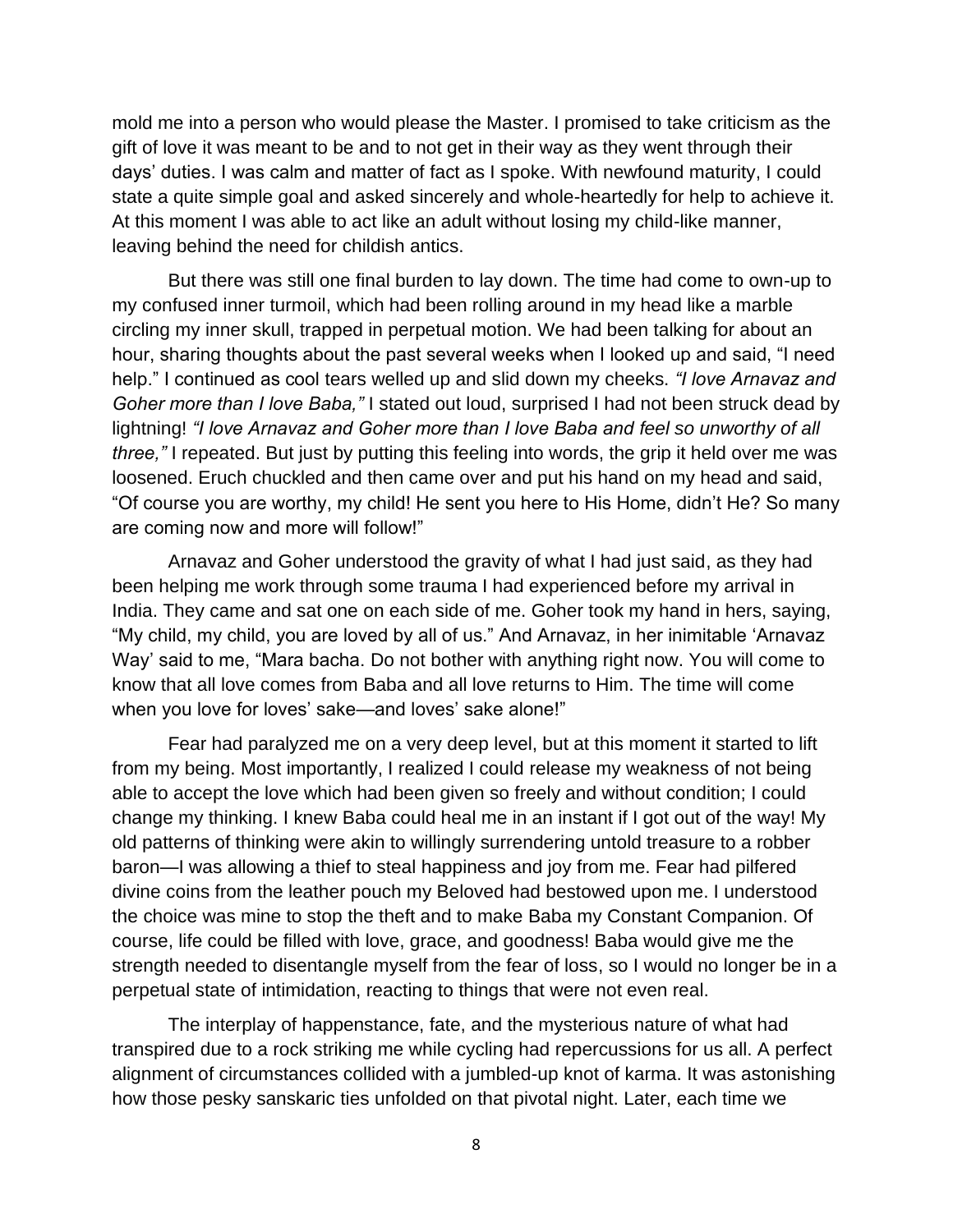mold me into a person who would please the Master. I promised to take criticism as the gift of love it was meant to be and to not get in their way as they went through their days' duties. I was calm and matter of fact as I spoke. With newfound maturity, I could state a quite simple goal and asked sincerely and whole-heartedly for help to achieve it. At this moment I was able to act like an adult without losing my child-like manner, leaving behind the need for childish antics.

But there was still one final burden to lay down. The time had come to own-up to my confused inner turmoil, which had been rolling around in my head like a marble circling my inner skull, trapped in perpetual motion. We had been talking for about an hour, sharing thoughts about the past several weeks when I looked up and said, "I need help." I continued as cool tears welled up and slid down my cheeks. *"I love Arnavaz and Goher more than I love Baba,"* I stated out loud, surprised I had not been struck dead by lightning! *"I love Arnavaz and Goher more than I love Baba and feel so unworthy of all three,"* I repeated. But just by putting this feeling into words, the grip it held over me was loosened. Eruch chuckled and then came over and put his hand on my head and said, "Of course you are worthy, my child! He sent you here to His Home, didn't He? So many are coming now and more will follow!"

Arnavaz and Goher understood the gravity of what I had just said, as they had been helping me work through some trauma I had experienced before my arrival in India. They came and sat one on each side of me. Goher took my hand in hers, saying, "My child, my child, you are loved by all of us." And Arnavaz, in her inimitable 'Arnavaz Way' said to me, "Mara bacha. Do not bother with anything right now. You will come to know that all love comes from Baba and all love returns to Him. The time will come when you love for loves' sake—and loves' sake alone!"

Fear had paralyzed me on a very deep level, but at this moment it started to lift from my being. Most importantly, I realized I could release my weakness of not being able to accept the love which had been given so freely and without condition; I could change my thinking. I knew Baba could heal me in an instant if I got out of the way! My old patterns of thinking were akin to willingly surrendering untold treasure to a robber baron—I was allowing a thief to steal happiness and joy from me. Fear had pilfered divine coins from the leather pouch my Beloved had bestowed upon me. I understood the choice was mine to stop the theft and to make Baba my Constant Companion. Of course, life could be filled with love, grace, and goodness! Baba would give me the strength needed to disentangle myself from the fear of loss, so I would no longer be in a perpetual state of intimidation, reacting to things that were not even real.

The interplay of happenstance, fate, and the mysterious nature of what had transpired due to a rock striking me while cycling had repercussions for us all. A perfect alignment of circumstances collided with a jumbled-up knot of karma. It was astonishing how those pesky sanskaric ties unfolded on that pivotal night. Later, each time we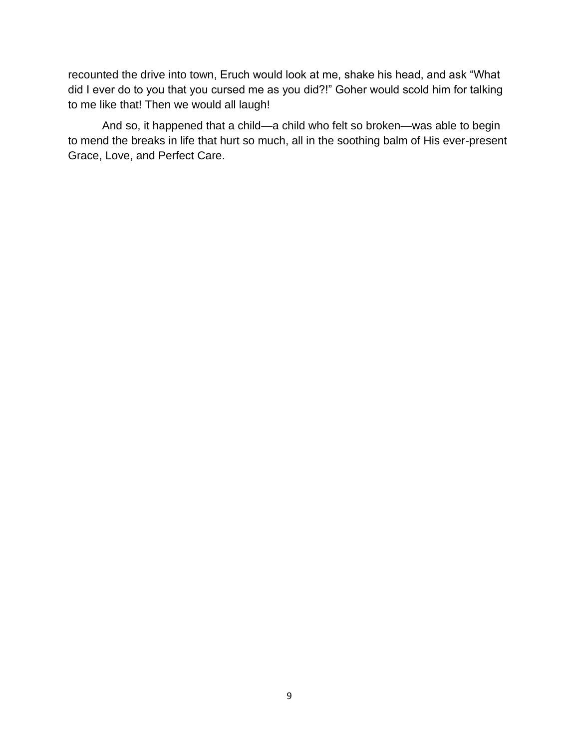recounted the drive into town, Eruch would look at me, shake his head, and ask "What did I ever do to you that you cursed me as you did?!" Goher would scold him for talking to me like that! Then we would all laugh!

And so, it happened that a child—a child who felt so broken—was able to begin to mend the breaks in life that hurt so much, all in the soothing balm of His ever-present Grace, Love, and Perfect Care.